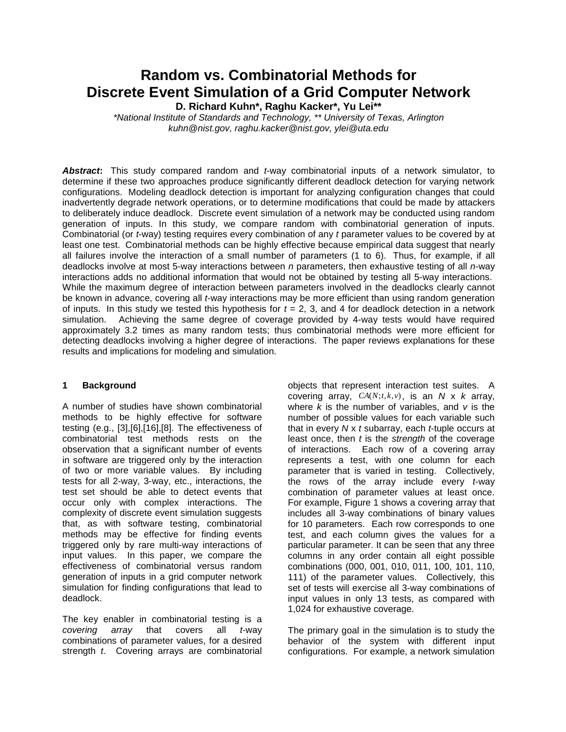# Random vs. Combinatorial Methods for Discrete Event Simulation of a Grid Computer Network

**D. Richard Kuhn\*, Raghu Kacker\*, Yu Lei\*\***

*\*National Institute of Standards and Technology, \*\* University of Texas, Arlington*
*kuhn@nist.gov, raghu.kacker@nist.gov, ylei@uta.edu*

***Abstract*:** This study compared random and *t*-way combinatorial inputs of a network simulator, to determine if these two approaches produce significantly different deadlock detection for varying network configurations. Modeling deadlock detection is important for analyzing configuration changes that could inadvertently degrade network operations, or to determine modifications that could be made by attackers to deliberately induce deadlock. Discrete event simulation of a network may be conducted using random generation of inputs. In this study, we compare random with combinatorial generation of inputs. Combinatorial (or *t*-way) testing requires every combination of any *t* parameter values to be covered by at least one test. Combinatorial methods can be highly effective because empirical data suggest that nearly all failures involve the interaction of a small number of parameters (1 to 6). Thus, for example, if all deadlocks involve at most 5-way interactions between *n* parameters, then exhaustive testing of all *n*-way interactions adds no additional information that would not be obtained by testing all 5-way interactions. While the maximum degree of interaction between parameters involved in the deadlocks clearly cannot be known in advance, covering all *t*-way interactions may be more efficient than using random generation of inputs. In this study we tested this hypothesis for *t* = 2, 3, and 4 for deadlock detection in a network simulation. Achieving the same degree of coverage provided by 4-way tests would have required approximately 3.2 times as many random tests; thus combinatorial methods were more efficient for detecting deadlocks involving a higher degree of interactions. The paper reviews explanations for these results and implications for modeling and simulation.

## 1 Background

A number of studies have shown combinatorial methods to be highly effective for software testing (e.g., [3],[6],[16],[8]. The effectiveness of combinatorial test methods rests on the observation that a significant number of events in software are triggered only by the interaction of two or more variable values. By including tests for all 2-way, 3-way, etc., interactions, the test set should be able to detect events that occur only with complex interactions. The complexity of discrete event simulation suggests that, as with software testing, combinatorial methods may be effective for finding events triggered only by rare multi-way interactions of input values. In this paper, we compare the effectiveness of combinatorial versus random generation of inputs in a grid computer network simulation for finding configurations that lead to deadlock.

The key enabler in combinatorial testing is a *covering array* that covers all *t*-way combinations of parameter values, for a desired strength *t*. Covering arrays are combinatorial objects that represent interaction test suites. A covering array, $CA(N;t,k,v)$, is an $N$ x $k$ array, where $k$ is the number of variables, and $v$ is the number of possible values for each variable such that in every $N$ x $t$ subarray, each *t*-tuple occurs at least once, then *t* is the *strength* of the coverage of interactions. Each row of a covering array represents a test, with one column for each parameter that is varied in testing. Collectively, the rows of the array include every *t*-way combination of parameter values at least once. For example, Figure 1 shows a covering array that includes all 3-way combinations of binary values for 10 parameters. Each row corresponds to one test, and each column gives the values for a particular parameter. It can be seen that any three columns in any order contain all eight possible combinations (000, 001, 010, 011, 100, 101, 110, 111) of the parameter values. Collectively, this set of tests will exercise all 3-way combinations of input values in only 13 tests, as compared with 1,024 for exhaustive coverage.

The primary goal in the simulation is to study the behavior of the system with different input configurations. For example, a network simulation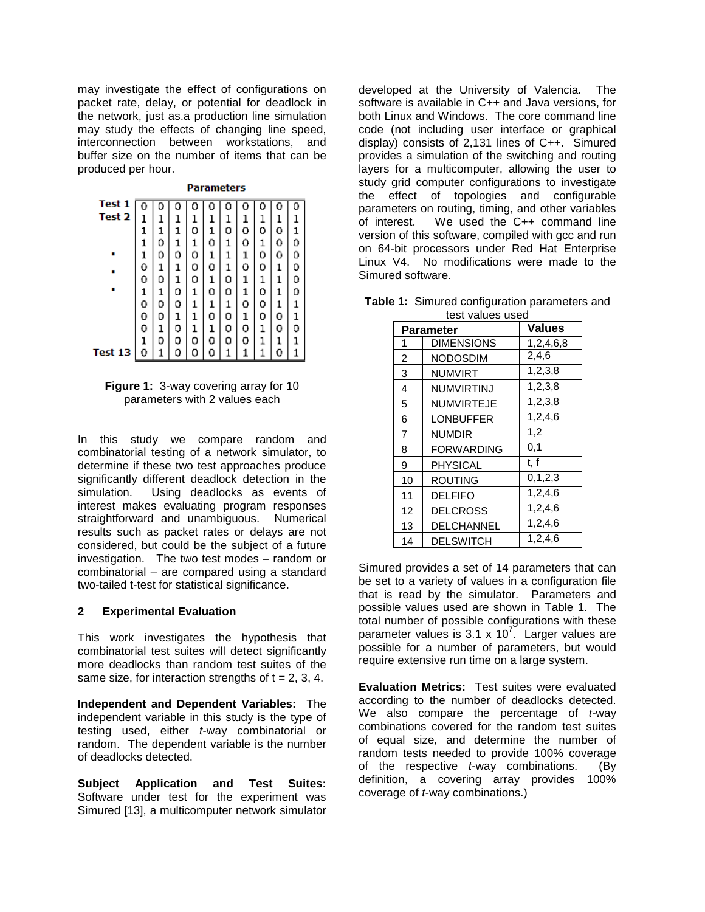may investigate the effect of configurations on packet rate, delay, or potential for deadlock in the network, just as.a production line simulation may study the effects of changing line speed, interconnection between workstations, and buffer size on the number of items that can be produced per hour.

| | Parameters | | | | | | | | | |
|---|---|---|---|---|---|---|---|---|---|---|
| Test 1 | 0 | 0 | 0 | 0 | 0 | 0 | 0 | 0 | 0 | 0 |
| Test 2 | 1 | 1 | 1 | 1 | 1 | 1 | 1 | 1 | 1 | 1 |
| | 1 | 1 | 1 | 0 | 1 | 0 | 0 | 0 | 0 | 1 |
| | 1 | 0 | 1 | 1 | 0 | 1 | 0 | 1 | 0 | 0 |
| . | 1 | 0 | 0 | 0 | 1 | 1 | 1 | 0 | 0 | 0 |
| . | 0 | 1 | 1 | 0 | 0 | 1 | 0 | 0 | 1 | 0 |
| | 0 | 0 | 1 | 0 | 1 | 0 | 1 | 1 | 1 | 0 |
| . | 1 | 1 | 0 | 1 | 0 | 0 | 1 | 0 | 1 | 0 |
| | 0 | 0 | 0 | 1 | 1 | 1 | 0 | 0 | 1 | 1 |
| | 0 | 0 | 1 | 1 | 0 | 0 | 1 | 0 | 0 | 1 |
| | 0 | 1 | 0 | 1 | 1 | 0 | 0 | 1 | 0 | 0 |
| | 1 | 0 | 0 | 0 | 0 | 0 | 0 | 1 | 1 | 1 |
| Test 13 | 0 | 1 | 0 | 0 | 0 | 1 | 1 | 1 | 0 | 1 |

**Figure 1:** 3-way covering array for 10 parameters with 2 values each

In this study we compare random and combinatorial testing of a network simulator, to determine if these two test approaches produce significantly different deadlock detection in the simulation. Using deadlocks as events of interest makes evaluating program responses straightforward and unambiguous. Numerical results such as packet rates or delays are not considered, but could be the subject of a future investigation. The two test modes – random or combinatorial – are compared using a standard two-tailed t-test for statistical significance.

## 2 Experimental Evaluation

This work investigates the hypothesis that combinatorial test suites will detect significantly more deadlocks than random test suites of the same size, for interaction strengths of $t = 2, 3, 4$.

**Independent and Dependent Variables:** The independent variable in this study is the type of testing used, either *t*-way combinatorial or random. The dependent variable is the number of deadlocks detected.

**Subject Application and Test Suites:** Software under test for the experiment was Simured [13], a multicomputer network simulator developed at the University of Valencia. The software is available in C++ and Java versions, for both Linux and Windows. The core command line code (not including user interface or graphical display) consists of 2,131 lines of C++. Simured provides a simulation of the switching and routing layers for a multicomputer, allowing the user to study grid computer configurations to investigate the effect of topologies and configurable parameters on routing, timing, and other variables of interest. We used the C++ command line version of this software, compiled with gcc and run on 64-bit processors under Red Hat Enterprise Linux V4. No modifications were made to the Simured software.

**Table 1:** Simured configuration parameters and test values used

| Parameter | | Values |
|---|---|---|
| 1 | DIMENSIONS | 1,2,4,6,8 |
| 2 | NODOSDIM | 2,4,6 |
| 3 | NUMVIRT | 1,2,3,8 |
| 4 | NUMVIRTINJ | 1,2,3,8 |
| 5 | NUMVIRTEJE | 1,2,3,8 |
| 6 | LONBUFFER | 1,2,4,6 |
| 7 | NUMDIR | 1,2 |
| 8 | FORWARDING | 0,1 |
| 9 | PHYSICAL | t, f |
| 10 | ROUTING | 0,1,2,3 |
| 11 | DELFIFO | 1,2,4,6 |
| 12 | DELCROSS | 1,2,4,6 |
| 13 | DELCHANNEL | 1,2,4,6 |
| 14 | DELSWITCH | 1,2,4,6 |

Simured provides a set of 14 parameters that can be set to a variety of values in a configuration file that is read by the simulator. Parameters and possible values used are shown in Table 1. The total number of possible configurations with these parameter values is $3.1 \times 10^7$. Larger values are possible for a number of parameters, but would require extensive run time on a large system.

**Evaluation Metrics:** Test suites were evaluated according to the number of deadlocks detected. We also compare the percentage of *t*-way combinations covered for the random test suites of equal size, and determine the number of random tests needed to provide 100% coverage of the respective *t*-way combinations. (By definition, a covering array provides 100% coverage of *t*-way combinations.)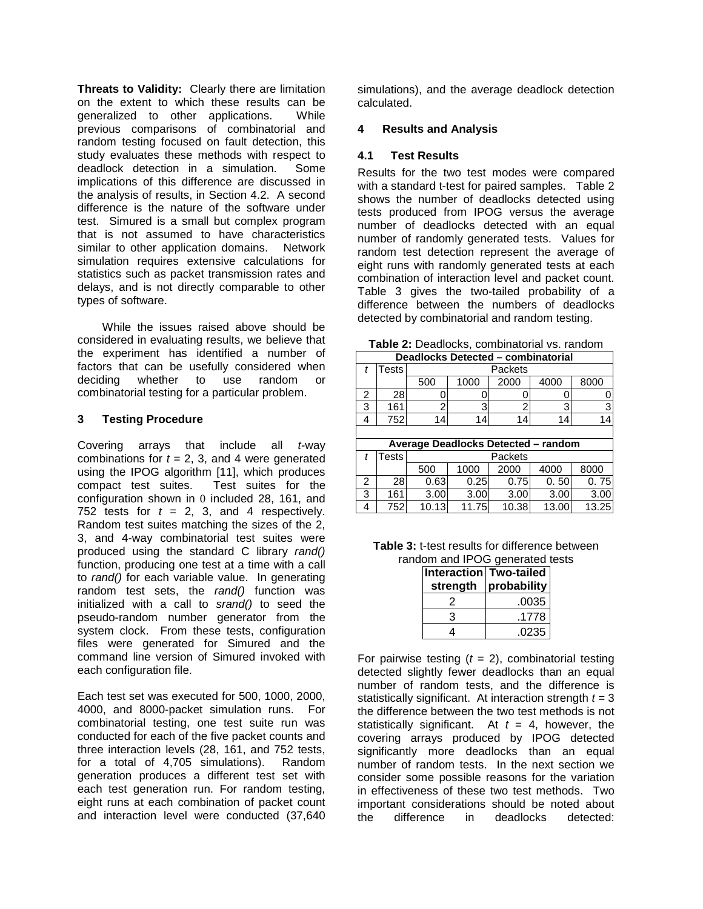**Threats to Validity:** Clearly there are limitation on the extent to which these results can be generalized to other applications. While previous comparisons of combinatorial and random testing focused on fault detection, this study evaluates these methods with respect to deadlock detection in a simulation. Some implications of this difference are discussed in the analysis of results, in Section 4.2. A second difference is the nature of the software under test. Simured is a small but complex program that is not assumed to have characteristics similar to other application domains. Network simulation requires extensive calculations for statistics such as packet transmission rates and delays, and is not directly comparable to other types of software.

While the issues raised above should be considered in evaluating results, we believe that the experiment has identified a number of factors that can be usefully considered when deciding whether to use random or combinatorial testing for a particular problem.

## 3 Testing Procedure

Covering arrays that include all *t*-way combinations for *t* = 2, 3, and 4 were generated using the IPOG algorithm [11], which produces compact test suites. Test suites for the configuration shown in 0 included 28, 161, and 752 tests for *t* = 2, 3, and 4 respectively. Random test suites matching the sizes of the 2, 3, and 4-way combinatorial test suites were produced using the standard C library *rand()* function, producing one test at a time with a call to *rand()* for each variable value. In generating random test sets, the *rand()* function was initialized with a call to *srand()* to seed the pseudo-random number generator from the system clock. From these tests, configuration files were generated for Simured and the command line version of Simured invoked with each configuration file.

Each test set was executed for 500, 1000, 2000, 4000, and 8000-packet simulation runs. For combinatorial testing, one test suite run was conducted for each of the five packet counts and three interaction levels (28, 161, and 752 tests, for a total of 4,705 simulations). Random generation produces a different test set with each test generation run. For random testing, eight runs at each combination of packet count and interaction level were conducted (37,640 simulations), and the average deadlock detection calculated.

## 4 Results and Analysis

### 4.1 Test Results

Results for the two test modes were compared with a standard t-test for paired samples. Table 2 shows the number of deadlocks detected using tests produced from IPOG versus the average number of deadlocks detected with an equal number of randomly generated tests. Values for random test detection represent the average of eight runs with randomly generated tests at each combination of interaction level and packet count. Table 3 gives the two-tailed probability of a difference between the numbers of deadlocks detected by combinatorial and random testing.

**Table 2:** Deadlocks, combinatorial vs. random

| **Deadlocks Detected – combinatorial** | | | | | | |
|---|---|---|---|---|---|---|
| *t* | Tests | Packets | | | | |
| | | 500 | 1000 | 2000 | 4000 | 8000 |
| 2 | 28 | 0 | 0 | 0 | 0 | 0 |
| 3 | 161 | 2 | 3 | 2 | 3 | 3 |
| 4 | 752 | 14 | 14 | 14 | 14 | 14 |
| **Average Deadlocks Detected – random** | | | | | | |
| *t* | Tests | Packets | | | | |
| | | 500 | 1000 | 2000 | 4000 | 8000 |
| 2 | 28 | 0.63 | 0.25 | 0.75 | 0. 50 | 0. 75 |
| 3 | 161 | 3.00 | 3.00 | 3.00 | 3.00 | 3.00 |
| 4 | 752 | 10.13 | 11.75 | 10.38 | 13.00 | 13.25 |

**Table 3:** t-test results for difference between random and IPOG generated tests

| Interaction strength | Two-tailed probability |
|---|---|
| 2 | .0035 |
| 3 | .1778 |
| 4 | .0235 |

For pairwise testing (*t* = 2), combinatorial testing detected slightly fewer deadlocks than an equal number of random tests, and the difference is statistically significant. At interaction strength *t* = 3 the difference between the two test methods is not statistically significant. At *t* = 4, however, the covering arrays produced by IPOG detected significantly more deadlocks than an equal number of random tests. In the next section we consider some possible reasons for the variation in effectiveness of these two test methods. Two important considerations should be noted about the difference in deadlocks detected: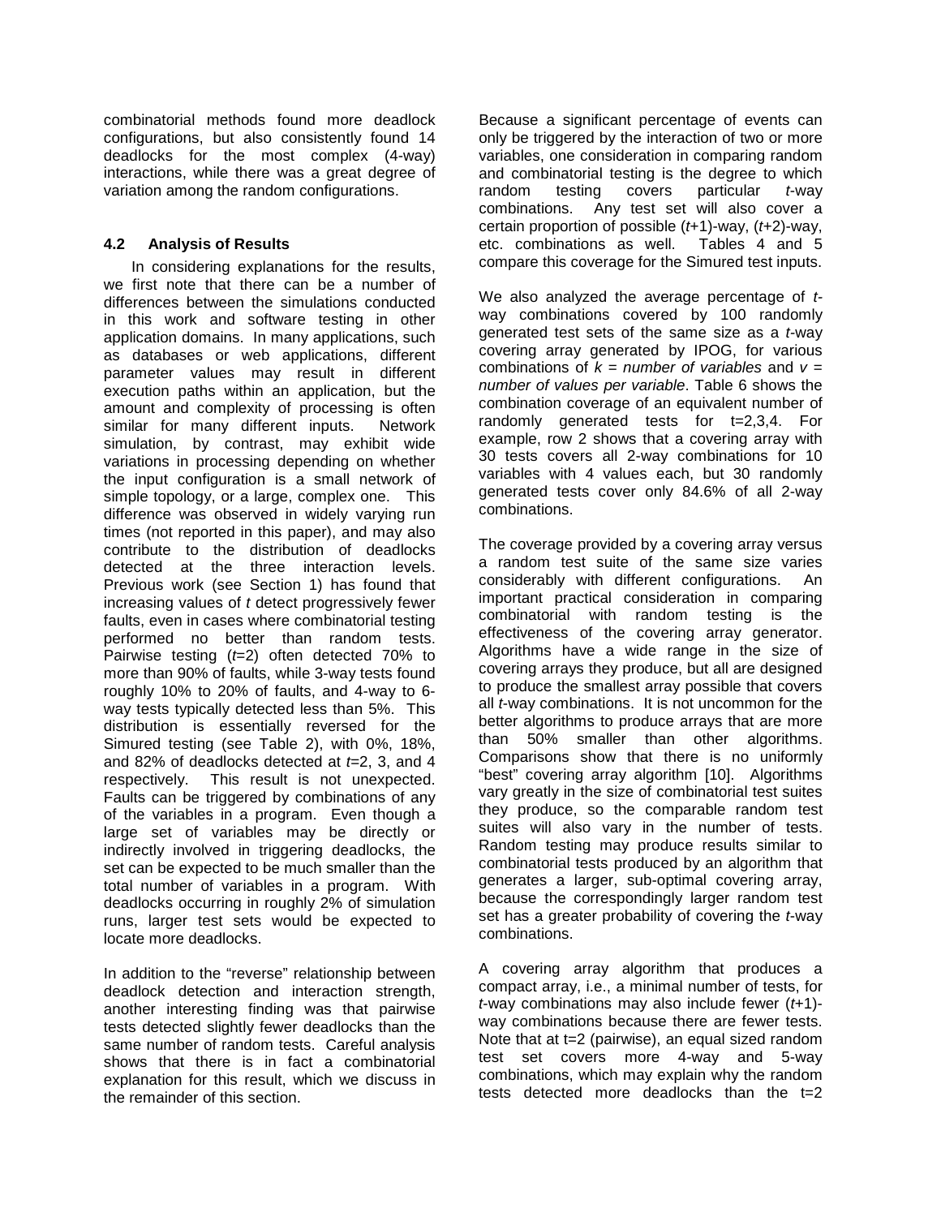combinatorial methods found more deadlock configurations, but also consistently found 14 deadlocks for the most complex (4-way) interactions, while there was a great degree of variation among the random configurations.

### 4.2 Analysis of Results

In considering explanations for the results, we first note that there can be a number of differences between the simulations conducted in this work and software testing in other application domains. In many applications, such as databases or web applications, different parameter values may result in different execution paths within an application, but the amount and complexity of processing is often similar for many different inputs. Network simulation, by contrast, may exhibit wide variations in processing depending on whether the input configuration is a small network of simple topology, or a large, complex one. This difference was observed in widely varying run times (not reported in this paper), and may also contribute to the distribution of deadlocks detected at the three interaction levels. Previous work (see Section 1) has found that increasing values of *t* detect progressively fewer faults, even in cases where combinatorial testing performed no better than random tests. Pairwise testing (*t*=2) often detected 70% to more than 90% of faults, while 3-way tests found roughly 10% to 20% of faults, and 4-way to 6-way tests typically detected less than 5%. This distribution is essentially reversed for the Simured testing (see Table 2), with 0%, 18%, and 82% of deadlocks detected at *t*=2, 3, and 4 respectively. This result is not unexpected. Faults can be triggered by combinations of any of the variables in a program. Even though a large set of variables may be directly or indirectly involved in triggering deadlocks, the set can be expected to be much smaller than the total number of variables in a program. With deadlocks occurring in roughly 2% of simulation runs, larger test sets would be expected to locate more deadlocks.

In addition to the "reverse" relationship between deadlock detection and interaction strength, another interesting finding was that pairwise tests detected slightly fewer deadlocks than the same number of random tests. Careful analysis shows that there is in fact a combinatorial explanation for this result, which we discuss in the remainder of this section.

Because a significant percentage of events can only be triggered by the interaction of two or more variables, one consideration in comparing random and combinatorial testing is the degree to which random testing covers particular *t*-way combinations. Any test set will also cover a certain proportion of possible (*t*+1)-way, (*t*+2)-way, etc. combinations as well. Tables 4 and 5 compare this coverage for the Simured test inputs.

We also analyzed the average percentage of *t*-way combinations covered by 100 randomly generated test sets of the same size as a *t*-way covering array generated by IPOG, for various combinations of *k = number of variables* and *v = number of values per variable*. Table 6 shows the combination coverage of an equivalent number of randomly generated tests for t=2,3,4. For example, row 2 shows that a covering array with 30 tests covers all 2-way combinations for 10 variables with 4 values each, but 30 randomly generated tests cover only 84.6% of all 2-way combinations.

The coverage provided by a covering array versus a random test suite of the same size varies considerably with different configurations. An important practical consideration in comparing combinatorial with random testing is the effectiveness of the covering array generator. Algorithms have a wide range in the size of covering arrays they produce, but all are designed to produce the smallest array possible that covers all *t*-way combinations. It is not uncommon for the better algorithms to produce arrays that are more than 50% smaller than other algorithms. Comparisons show that there is no uniformly "best" covering array algorithm [10]. Algorithms vary greatly in the size of combinatorial test suites they produce, so the comparable random test suites will also vary in the number of tests. Random testing may produce results similar to combinatorial tests produced by an algorithm that generates a larger, sub-optimal covering array, because the correspondingly larger random test set has a greater probability of covering the *t*-way combinations.

A covering array algorithm that produces a compact array, i.e., a minimal number of tests, for *t*-way combinations may also include fewer (*t*+1)-way combinations because there are fewer tests. Note that at t=2 (pairwise), an equal sized random test set covers more 4-way and 5-way combinations, which may explain why the random tests detected more deadlocks than the t=2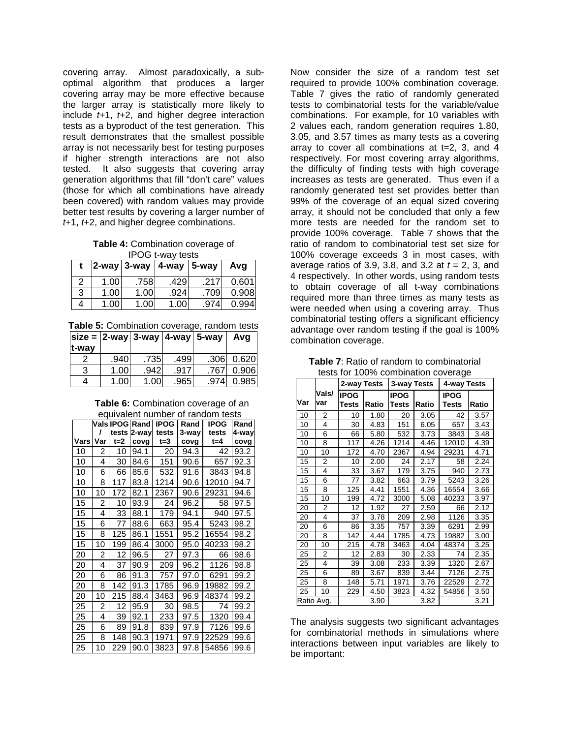covering array. Almost paradoxically, a sub-optimal algorithm that produces a larger covering array may be more effective because the larger array is statistically more likely to include *t*+1, *t*+2, and higher degree interaction tests as a byproduct of the test generation. This result demonstrates that the smallest possible array is not necessarily best for testing purposes if higher strength interactions are not also tested. It also suggests that covering array generation algorithms that fill "don't care" values (those for which all combinations have already been covered) with random values may provide better test results by covering a larger number of *t*+1, *t*+2, and higher degree combinations.

**Table 4:** Combination coverage of IPOG t-way tests

| t | 2-way | 3-way | 4-way | 5-way | Avg |
|---|---|---|---|---|---|
| 2 | 1.00 | .758 | .429 | .217 | 0.601 |
| 3 | 1.00 | 1.00 | .924 | .709 | 0.908 |
| 4 | 1.00 | 1.00 | 1.00 | .974 | 0.994 |

**Table 5:** Combination coverage, random tests

| size = t-way | 2-way | 3-way | 4-way | 5-way | Avg |
|---|---|---|---|---|---|
| 2 | .940 | .735 | .499 | .306 | 0.620 |
| 3 | 1.00 | .942 | .917 | .767 | 0.906 |
| 4 | 1.00 | 1.00 | .965 | .974 | 0.985 |

**Table 6:** Combination coverage of an equivalent number of random tests

| Vars | Vals / Var | IPOG tests t=2 | Rand 2-way covg | IPOG tests t=3 | Rand 3-way covg | IPOG tests t=4 | Rand 4-way covg |
|---|---|---|---|---|---|---|---|
| 10 | 2 | 10 | 94.1 | 20 | 94.3 | 42 | 93.2 |
| 10 | 4 | 30 | 84.6 | 151 | 90.6 | 657 | 92.3 |
| 10 | 6 | 66 | 85.6 | 532 | 91.6 | 3843 | 94.8 |
| 10 | 8 | 117 | 83.8 | 1214 | 90.6 | 12010 | 94.7 |
| 10 | 10 | 172 | 82.1 | 2367 | 90.6 | 29231 | 94.6 |
| 15 | 2 | 10 | 93.9 | 24 | 96.2 | 58 | 97.5 |
| 15 | 4 | 33 | 88.1 | 179 | 94.1 | 940 | 97.5 |
| 15 | 6 | 77 | 88.6 | 663 | 95.4 | 5243 | 98.2 |
| 15 | 8 | 125 | 86.1 | 1551 | 95.2 | 16554 | 98.2 |
| 15 | 10 | 199 | 86.4 | 3000 | 95.0 | 40233 | 98.2 |
| 20 | 2 | 12 | 96.5 | 27 | 97.3 | 66 | 98.6 |
| 20 | 4 | 37 | 90.9 | 209 | 96.2 | 1126 | 98.8 |
| 20 | 6 | 86 | 91.3 | 757 | 97.0 | 6291 | 99.2 |
| 20 | 8 | 142 | 91.3 | 1785 | 96.9 | 19882 | 99.2 |
| 20 | 10 | 215 | 88.4 | 3463 | 96.9 | 48374 | 99.2 |
| 25 | 2 | 12 | 95.9 | 30 | 98.5 | 74 | 99.2 |
| 25 | 4 | 39 | 92.1 | 233 | 97.5 | 1320 | 99.4 |
| 25 | 6 | 89 | 91.8 | 839 | 97.9 | 7126 | 99.6 |
| 25 | 8 | 148 | 90.3 | 1971 | 97.9 | 22529 | 99.6 |
| 25 | 10 | 229 | 90.0 | 3823 | 97.8 | 54856 | 99.6 |

Now consider the size of a random test set required to provide 100% combination coverage. Table 7 gives the ratio of randomly generated tests to combinatorial tests for the variable/value combinations. For example, for 10 variables with 2 values each, random generation requires 1.80, 3.05, and 3.57 times as many tests as a covering array to cover all combinations at t=2, 3, and 4 respectively. For most covering array algorithms, the difficulty of finding tests with high coverage increases as tests are generated. Thus even if a randomly generated test set provides better than 99% of the coverage of an equal sized covering array, it should not be concluded that only a few more tests are needed for the random set to provide 100% coverage. Table 7 shows that the ratio of random to combinatorial test set size for 100% coverage exceeds 3 in most cases, with average ratios of 3.9, 3.8, and 3.2 at $t$ = 2, 3, and 4 respectively. In other words, using random tests to obtain coverage of all t-way combinations required more than three times as many tests as were needed when using a covering array. Thus combinatorial testing offers a significant efficiency advantage over random testing if the goal is 100% combination coverage.

**Table 7**: Ratio of random to combinatorial tests for 100% combination coverage

| | | 2-way Tests | | 3-way Tests | | 4-way Tests | |
|---|---|---|---|---|---|---|---|
| Var | Vals/ var | IPOG Tests | Ratio | IPOG Tests | Ratio | IPOG Tests | Ratio |
| 10 | 2 | 10 | 1.80 | 20 | 3.05 | 42 | 3.57 |
| 10 | 4 | 30 | 4.83 | 151 | 6.05 | 657 | 3.43 |
| 10 | 6 | 66 | 5.80 | 532 | 3.73 | 3843 | 3.48 |
| 10 | 8 | 117 | 4.26 | 1214 | 4.46 | 12010 | 4.39 |
| 10 | 10 | 172 | 4.70 | 2367 | 4.94 | 29231 | 4.71 |
| 15 | 2 | 10 | 2.00 | 24 | 2.17 | 58 | 2.24 |
| 15 | 4 | 33 | 3.67 | 179 | 3.75 | 940 | 2.73 |
| 15 | 6 | 77 | 3.82 | 663 | 3.79 | 5243 | 3.26 |
| 15 | 8 | 125 | 4.41 | 1551 | 4.36 | 16554 | 3.66 |
| 15 | 10 | 199 | 4.72 | 3000 | 5.08 | 40233 | 3.97 |
| 20 | 2 | 12 | 1.92 | 27 | 2.59 | 66 | 2.12 |
| 20 | 4 | 37 | 3.78 | 209 | 2.98 | 1126 | 3.35 |
| 20 | 6 | 86 | 3.35 | 757 | 3.39 | 6291 | 2.99 |
| 20 | 8 | 142 | 4.44 | 1785 | 4.73 | 19882 | 3.00 |
| 20 | 10 | 215 | 4.78 | 3463 | 4.04 | 48374 | 3.25 |
| 25 | 2 | 12 | 2.83 | 30 | 2.33 | 74 | 2.35 |
| 25 | 4 | 39 | 3.08 | 233 | 3.39 | 1320 | 2.67 |
| 25 | 6 | 89 | 3.67 | 839 | 3.44 | 7126 | 2.75 |
| 25 | 8 | 148 | 5.71 | 1971 | 3.76 | 22529 | 2.72 |
| 25 | 10 | 229 | 4.50 | 3823 | 4.32 | 54856 | 3.50 |
| Ratio Avg. | | | 3.90 | | 3.82 | | 3.21 |

The analysis suggests two significant advantages for combinatorial methods in simulations where interactions between input variables are likely to be important: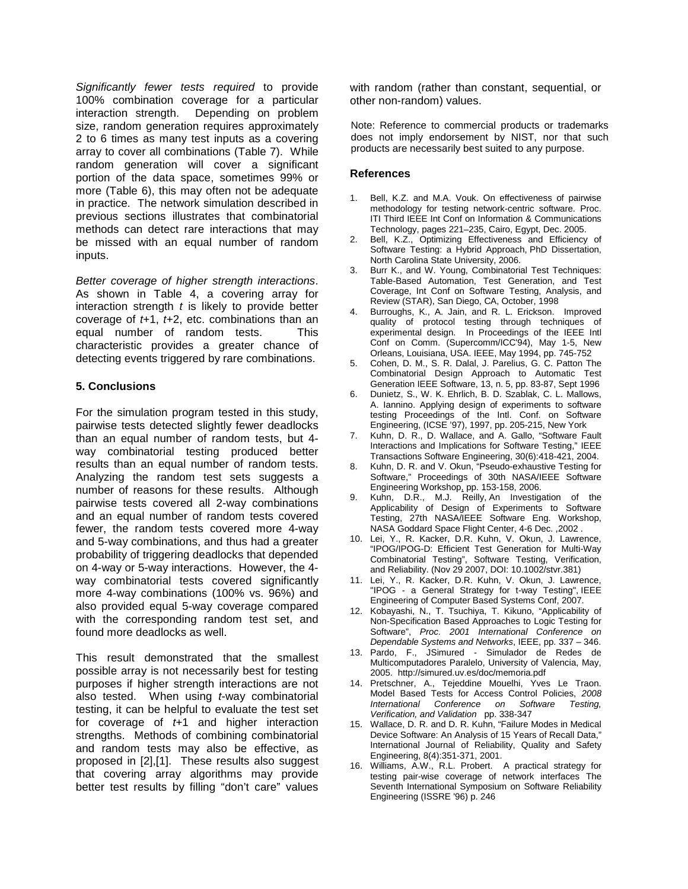*Significantly fewer tests required* to provide 100% combination coverage for a particular interaction strength. Depending on problem size, random generation requires approximately 2 to 6 times as many test inputs as a covering array to cover all combinations (Table 7). While random generation will cover a significant portion of the data space, sometimes 99% or more (Table 6), this may often not be adequate in practice. The network simulation described in previous sections illustrates that combinatorial methods can detect rare interactions that may be missed with an equal number of random inputs.

*Better coverage of higher strength interactions*. As shown in Table 4, a covering array for interaction strength *t* is likely to provide better coverage of *t*+1, *t*+2, etc. combinations than an equal number of random tests. This characteristic provides a greater chance of detecting events triggered by rare combinations.

## 5. Conclusions

For the simulation program tested in this study, pairwise tests detected slightly fewer deadlocks than an equal number of random tests, but 4-way combinatorial testing produced better results than an equal number of random tests. Analyzing the random test sets suggests a number of reasons for these results. Although pairwise tests covered all 2-way combinations and an equal number of random tests covered fewer, the random tests covered more 4-way and 5-way combinations, and thus had a greater probability of triggering deadlocks that depended on 4-way or 5-way interactions. However, the 4-way combinatorial tests covered significantly more 4-way combinations (100% vs. 96%) and also provided equal 5-way coverage compared with the corresponding random test set, and found more deadlocks as well.

This result demonstrated that the smallest possible array is not necessarily best for testing purposes if higher strength interactions are not also tested. When using *t*-way combinatorial testing, it can be helpful to evaluate the test set for coverage of *t*+1 and higher interaction strengths. Methods of combining combinatorial and random tests may also be effective, as proposed in [2],[1]. These results also suggest that covering array algorithms may provide better test results by filling "don't care" values with random (rather than constant, sequential, or other non-random) values.

Note: Reference to commercial products or trademarks does not imply endorsement by NIST, nor that such products are necessarily best suited to any purpose.

## References

1. Bell, K.Z. and M.A. Vouk. On effectiveness of pairwise methodology for testing network-centric software. Proc. ITI Third IEEE Int Conf on Information & Communications Technology, pages 221–235, Cairo, Egypt, Dec. 2005.
2. Bell, K.Z., Optimizing Effectiveness and Efficiency of Software Testing: a Hybrid Approach, PhD Dissertation, North Carolina State University, 2006.
3. Burr K., and W. Young, Combinatorial Test Techniques: Table-Based Automation, Test Generation, and Test Coverage, Int Conf on Software Testing, Analysis, and Review (STAR), San Diego, CA, October, 1998
4. Burroughs, K., A. Jain, and R. L. Erickson. Improved quality of protocol testing through techniques of experimental design. In Proceedings of the IEEE Intl Conf on Comm. (Supercomm/ICC'94), May 1-5, New Orleans, Louisiana, USA. IEEE, May 1994, pp. 745-752
5. Cohen, D. M., S. R. Dalal, J. Parelius, G. C. Patton The Combinatorial Design Approach to Automatic Test Generation IEEE Software, 13, n. 5, pp. 83-87, Sept 1996
6. Dunietz, S., W. K. Ehrlich, B. D. Szablak, C. L. Mallows, A. Iannino. Applying design of experiments to software testing Proceedings of the Intl. Conf. on Software Engineering, (ICSE '97), 1997, pp. 205-215, New York
7. Kuhn, D. R., D. Wallace, and A. Gallo, "Software Fault Interactions and Implications for Software Testing," IEEE Transactions Software Engineering, 30(6):418-421, 2004.
8. Kuhn, D. R. and V. Okun, "Pseudo-exhaustive Testing for Software," Proceedings of 30th NASA/IEEE Software Engineering Workshop, pp. 153-158, 2006.
9. Kuhn, D.R., M.J. Reilly, An Investigation of the Applicability of Design of Experiments to Software Testing, 27th NASA/IEEE Software Eng. Workshop, NASA Goddard Space Flight Center, 4-6 Dec. ,2002 .
10. Lei, Y., R. Kacker, D.R. Kuhn, V. Okun, J. Lawrence, "IPOG/IPOG-D: Efficient Test Generation for Multi-Way Combinatorial Testing", Software Testing, Verification, and Reliability. (Nov 29 2007, DOI: 10.1002/stvr.381)
11. Lei, Y., R. Kacker, D.R. Kuhn, V. Okun, J. Lawrence, "IPOG - a General Strategy for t-way Testing", IEEE Engineering of Computer Based Systems Conf, 2007.
12. Kobayashi, N., T. Tsuchiya, T. Kikuno, "Applicability of Non-Specification Based Approaches to Logic Testing for Software", *Proc. 2001 International Conference on Dependable Systems and Networks*, IEEE, pp. 337 – 346.
13. Pardo, F., JSimured - Simulador de Redes de Multicomputadores Paralelo, University of Valencia, May, 2005. http://simured.uv.es/doc/memoria.pdf
14. Pretschner, A., Tejeddine Mouelhi, Yves Le Traon. Model Based Tests for Access Control Policies, *2008 International Conference on Software Testing, Verification, and Validation* pp. 338-347
15. Wallace, D. R. and D. R. Kuhn, "Failure Modes in Medical Device Software: An Analysis of 15 Years of Recall Data," International Journal of Reliability, Quality and Safety Engineering, 8(4):351-371, 2001.
16. Williams, A.W., R.L. Probert. A practical strategy for testing pair-wise coverage of network interfaces The Seventh International Symposium on Software Reliability Engineering (ISSRE '96) p. 246